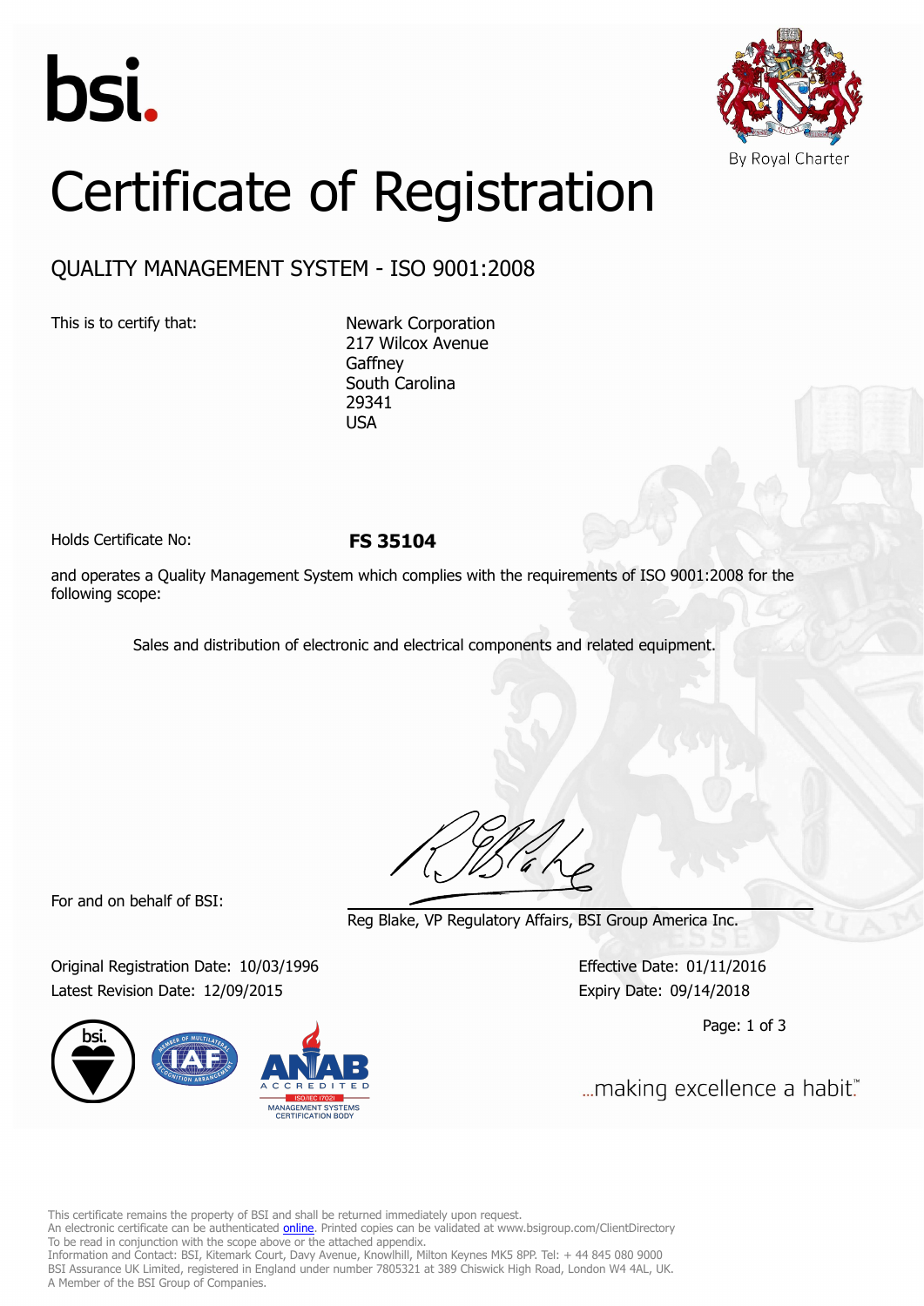bsi.

By Royal Charter

# Certificate of Registration

## QUALITY MANAGEMENT SYSTEM - ISO 9001:2008

This is to certify that:

Newark Corporation
217 Wilcox Avenue
Gaffney
South Carolina
29341
USA

Holds Certificate No: **FS 35104**

and operates a Quality Management System which complies with the requirements of ISO 9001:2008 for the following scope:

Sales and distribution of electronic and electrical components and related equipment.

For and on behalf of BSI:

Reg Blake, VP Regulatory Affairs, BSI Group America Inc.

Original Registration Date: 10/03/1996
Latest Revision Date: 12/09/2015

Effective Date: 01/11/2016
Expiry Date: 09/14/2018

ANAB ACCREDITED ISO/IEC 17021 MANAGEMENT SYSTEMS CERTIFICATION BODY

...making excellence a habit.™

This certificate remains the property of BSI and shall be returned immediately upon request.
An electronic certificate can be authenticated online. Printed copies can be validated at www.bsigroup.com/ClientDirectory
To be read in conjunction with the scope above or the attached appendix.
Information and Contact: BSI, Kitemark Court, Davy Avenue, Knowlhill, Milton Keynes MK5 8PP. Tel: + 44 845 080 9000
BSI Assurance UK Limited, registered in England under number 7805321 at 389 Chiswick High Road, London W4 4AL, UK.
A Member of the BSI Group of Companies.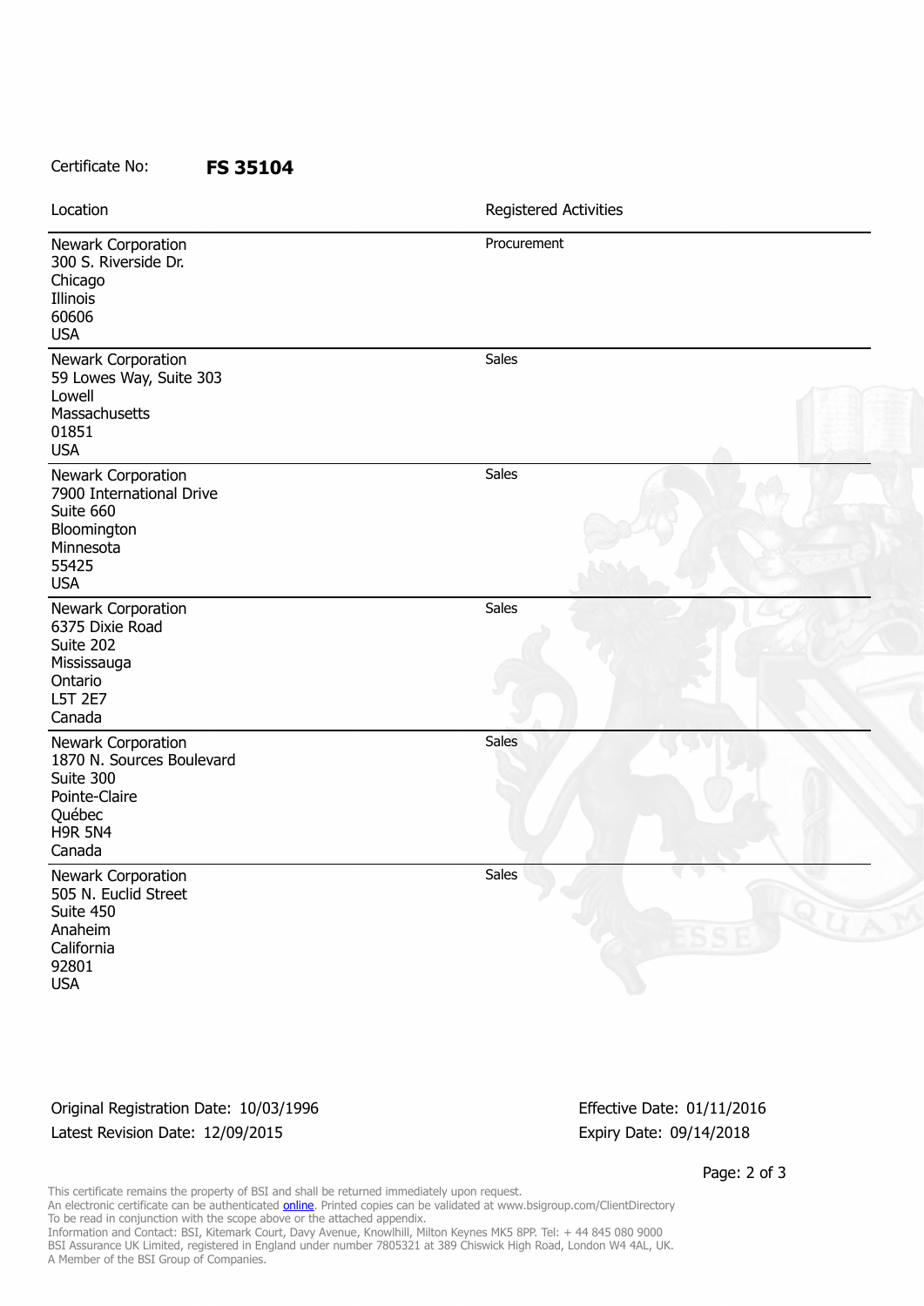Certificate No: **FS 35104**

| Location | Registered Activities |
| --- | --- |
| Newark Corporation<br>300 S. Riverside Dr.<br>Chicago<br>Illinois<br>60606<br>USA | Procurement |
| Newark Corporation<br>59 Lowes Way, Suite 303<br>Lowell<br>Massachusetts<br>01851<br>USA | Sales |
| Newark Corporation<br>7900 International Drive<br>Suite 660<br>Bloomington<br>Minnesota<br>55425<br>USA | Sales |
| Newark Corporation<br>6375 Dixie Road<br>Suite 202<br>Mississauga<br>Ontario<br>L5T 2E7<br>Canada | Sales |
| Newark Corporation<br>1870 N. Sources Boulevard<br>Suite 300<br>Pointe-Claire<br>Québec<br>H9R 5N4<br>Canada | Sales |
| Newark Corporation<br>505 N. Euclid Street<br>Suite 450<br>Anaheim<br>California<br>92801<br>USA | Sales |

Original Registration Date: 10/03/1996

Latest Revision Date: 12/09/2015

Effective Date: 01/11/2016

Expiry Date: 09/14/2018

This certificate remains the property of BSI and shall be returned immediately upon request.
An electronic certificate can be authenticated online. Printed copies can be validated at www.bsigroup.com/ClientDirectory
To be read in conjunction with the scope above or the attached appendix.
Information and Contact: BSI, Kitemark Court, Davy Avenue, Knowlhill, Milton Keynes MK5 8PP. Tel: + 44 845 080 9000
BSI Assurance UK Limited, registered in England under number 7805321 at 389 Chiswick High Road, London W4 4AL, UK.
A Member of the BSI Group of Companies.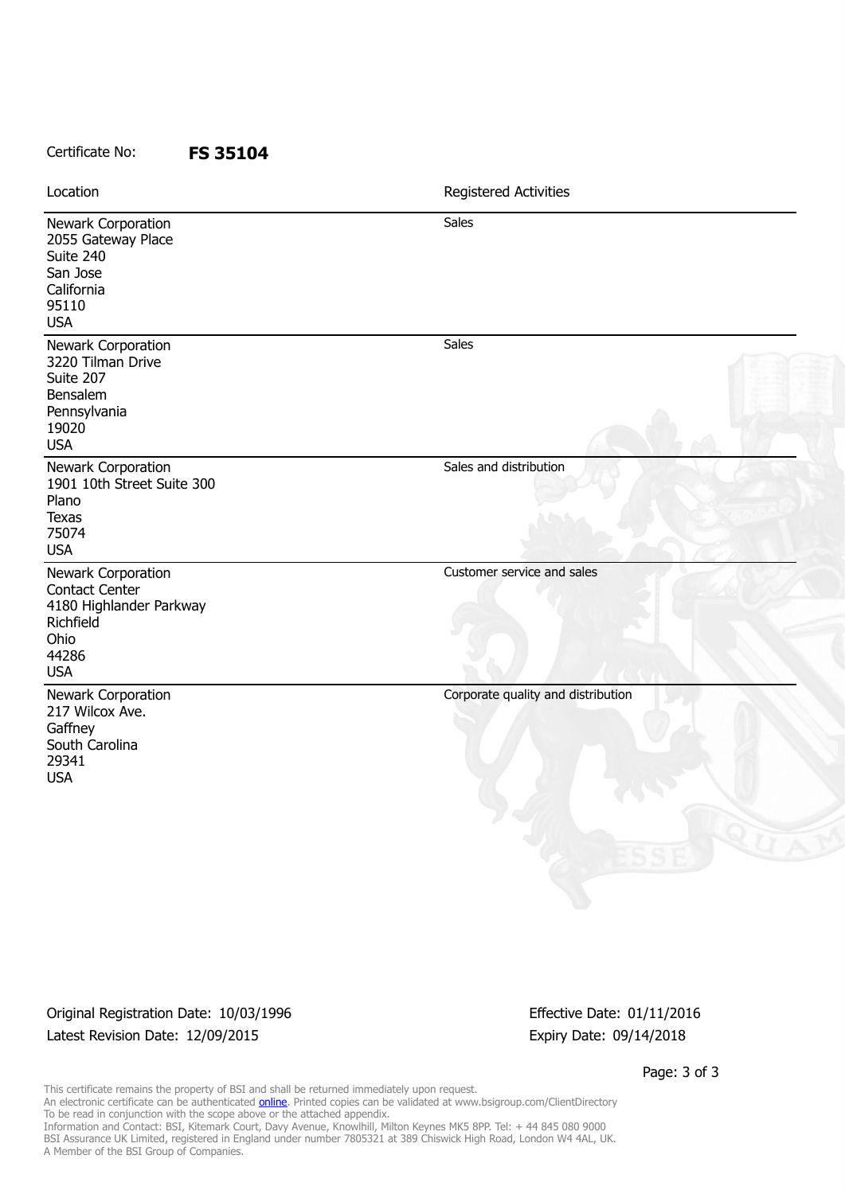Certificate No: **FS 35104**

| Location | Registered Activities |
| --- | --- |
| Newark Corporation<br>2055 Gateway Place<br>Suite 240<br>San Jose<br>California<br>95110<br>USA | Sales |
| Newark Corporation<br>3220 Tilman Drive<br>Suite 207<br>Bensalem<br>Pennsylvania<br>19020<br>USA | Sales |
| Newark Corporation<br>1901 10th Street Suite 300<br>Plano<br>Texas<br>75074<br>USA | Sales and distribution |
| Newark Corporation<br>Contact Center<br>4180 Highlander Parkway<br>Richfield<br>Ohio<br>44286<br>USA | Customer service and sales |
| Newark Corporation<br>217 Wilcox Ave.<br>Gaffney<br>South Carolina<br>29341<br>USA | Corporate quality and distribution |

Original Registration Date: 10/03/1996

Latest Revision Date: 12/09/2015

Effective Date: 01/11/2016

Expiry Date: 09/14/2018

This certificate remains the property of BSI and shall be returned immediately upon request.
An electronic certificate can be authenticated online. Printed copies can be validated at www.bsigroup.com/ClientDirectory
To be read in conjunction with the scope above or the attached appendix.
Information and Contact: BSI, Kitemark Court, Davy Avenue, Knowlhill, Milton Keynes MK5 8PP. Tel: + 44 845 080 9000
BSI Assurance UK Limited, registered in England under number 7805321 at 389 Chiswick High Road, London W4 4AL, UK.
A Member of the BSI Group of Companies.